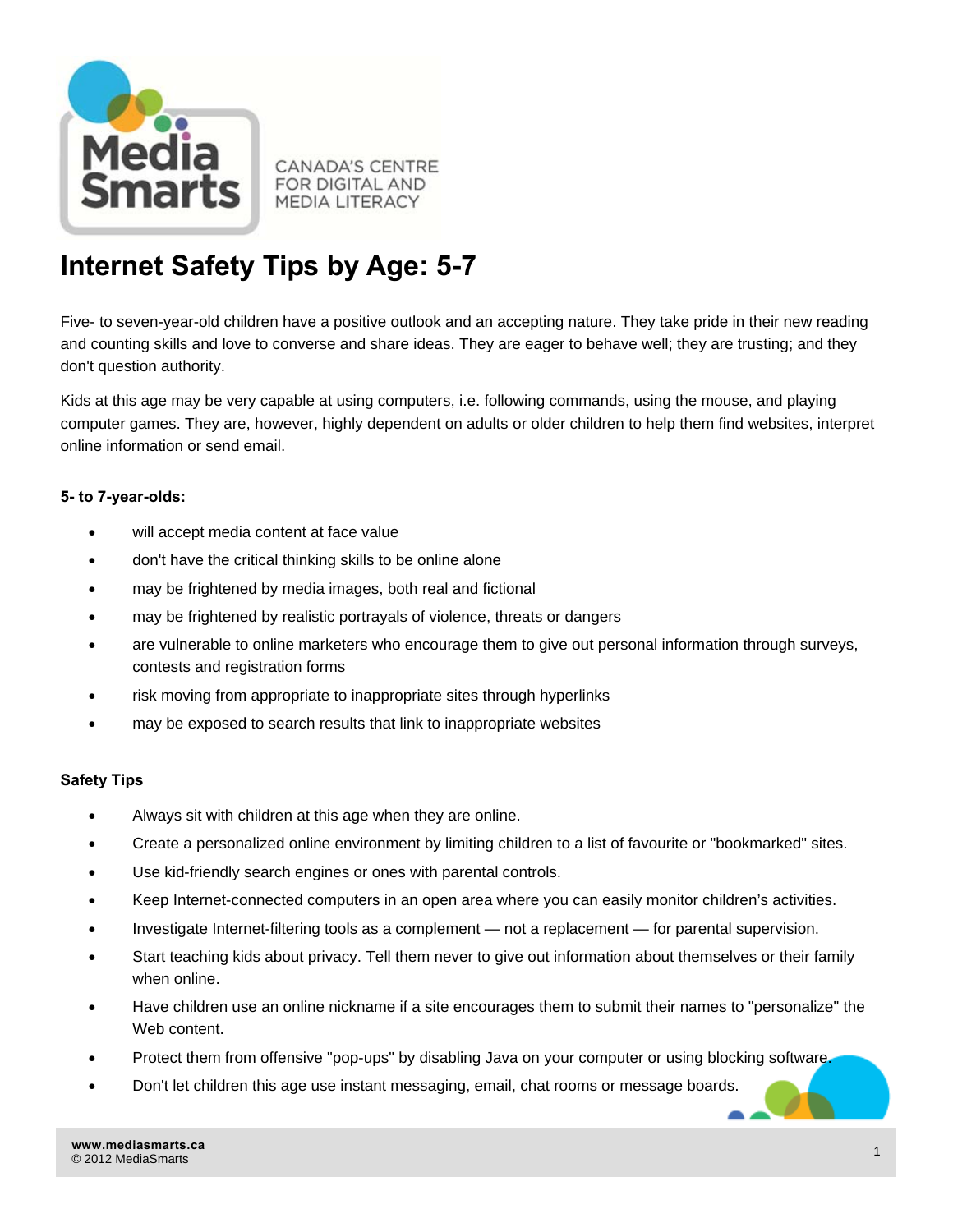MediaSmarts

CANADA'S CENTRE FOR DIGITAL AND MEDIA LITERACY

# Internet Safety Tips by Age: 5-7

Five- to seven-year-old children have a positive outlook and an accepting nature. They take pride in their new reading and counting skills and love to converse and share ideas. They are eager to behave well; they are trusting; and they don't question authority.

Kids at this age may be very capable at using computers, i.e. following commands, using the mouse, and playing computer games. They are, however, highly dependent on adults or older children to help them find websites, interpret online information or send email.

**5- to 7-year-olds:**

- will accept media content at face value
- don't have the critical thinking skills to be online alone
- may be frightened by media images, both real and fictional
- may be frightened by realistic portrayals of violence, threats or dangers
- are vulnerable to online marketers who encourage them to give out personal information through surveys, contests and registration forms
- risk moving from appropriate to inappropriate sites through hyperlinks
- may be exposed to search results that link to inappropriate websites

**Safety Tips**

- Always sit with children at this age when they are online.
- Create a personalized online environment by limiting children to a list of favourite or "bookmarked" sites.
- Use kid-friendly search engines or ones with parental controls.
- Keep Internet-connected computers in an open area where you can easily monitor children's activities.
- Investigate Internet-filtering tools as a complement — not a replacement — for parental supervision.
- Start teaching kids about privacy. Tell them never to give out information about themselves or their family when online.
- Have children use an online nickname if a site encourages them to submit their names to "personalize" the Web content.
- Protect them from offensive "pop-ups" by disabling Java on your computer or using blocking software.
- Don't let children this age use instant messaging, email, chat rooms or message boards.

www.mediasmarts.ca
© 2012 MediaSmarts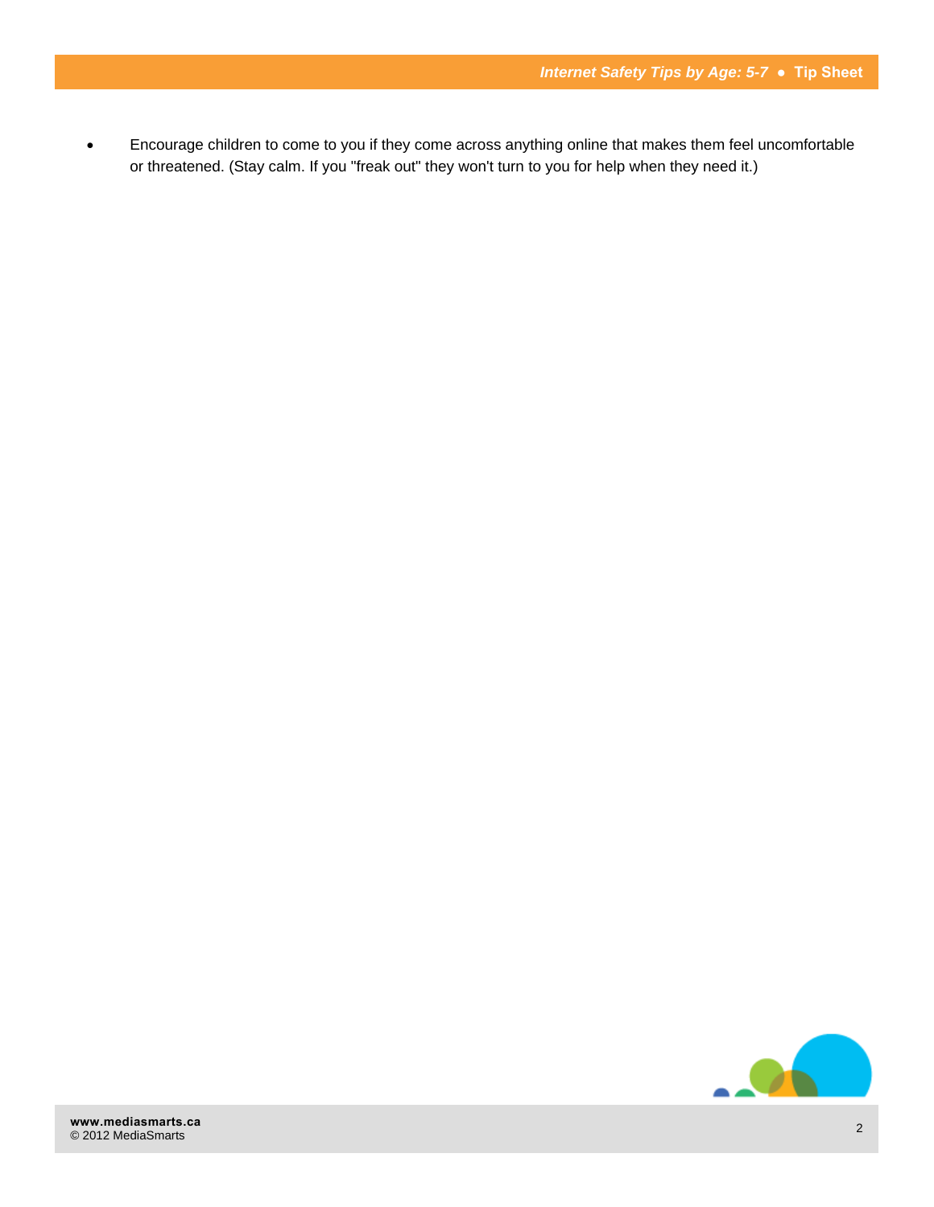- Encourage children to come to you if they come across anything online that makes them feel uncomfortable or threatened. (Stay calm. If you "freak out" they won't turn to you for help when they need it.)